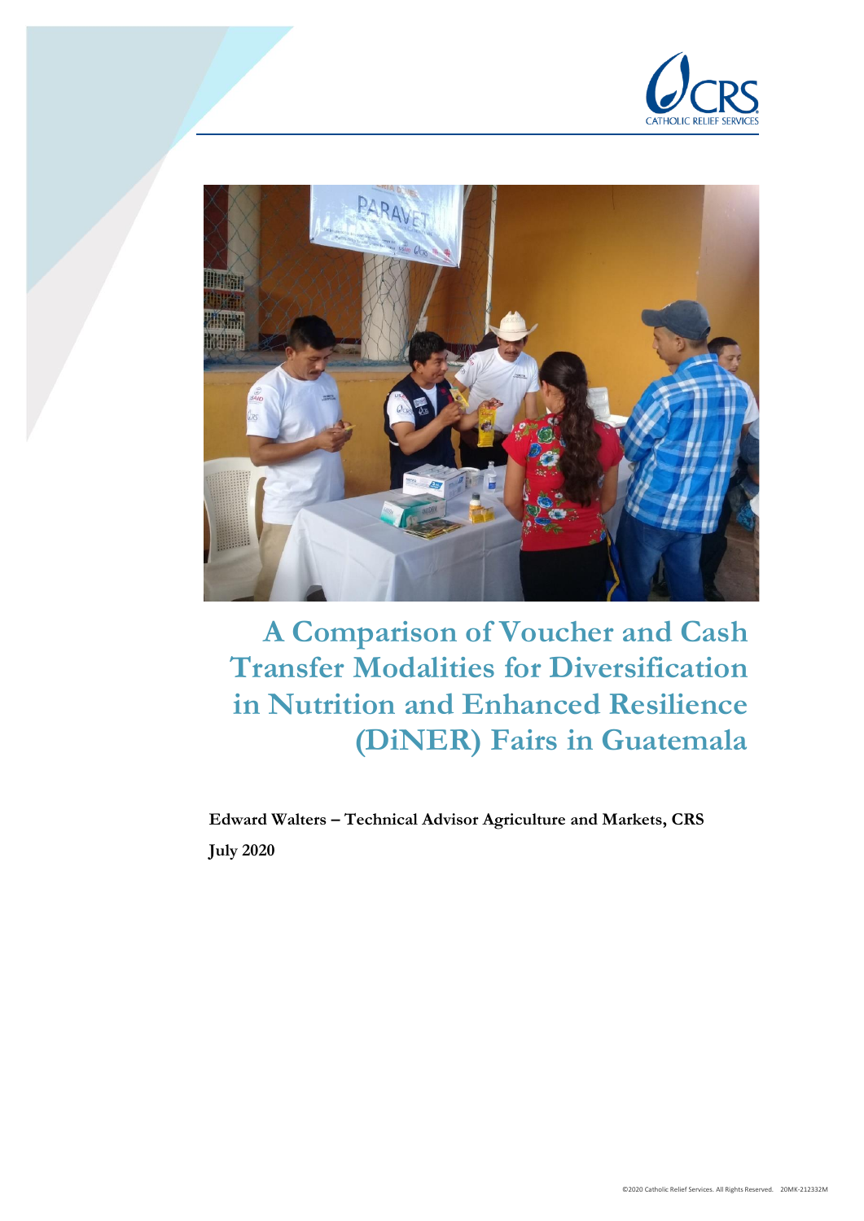# A Comparison of Voucher and Cash Transfer Modalities for Diversification in Nutrition and Enhanced Resilience (DiNER) Fairs in Guatemala

**Edward Walters – Technical Advisor Agriculture and Markets, CRS**

**July 2020**

©2020 Catholic Relief Services. All Rights Reserved. 20MK-212332M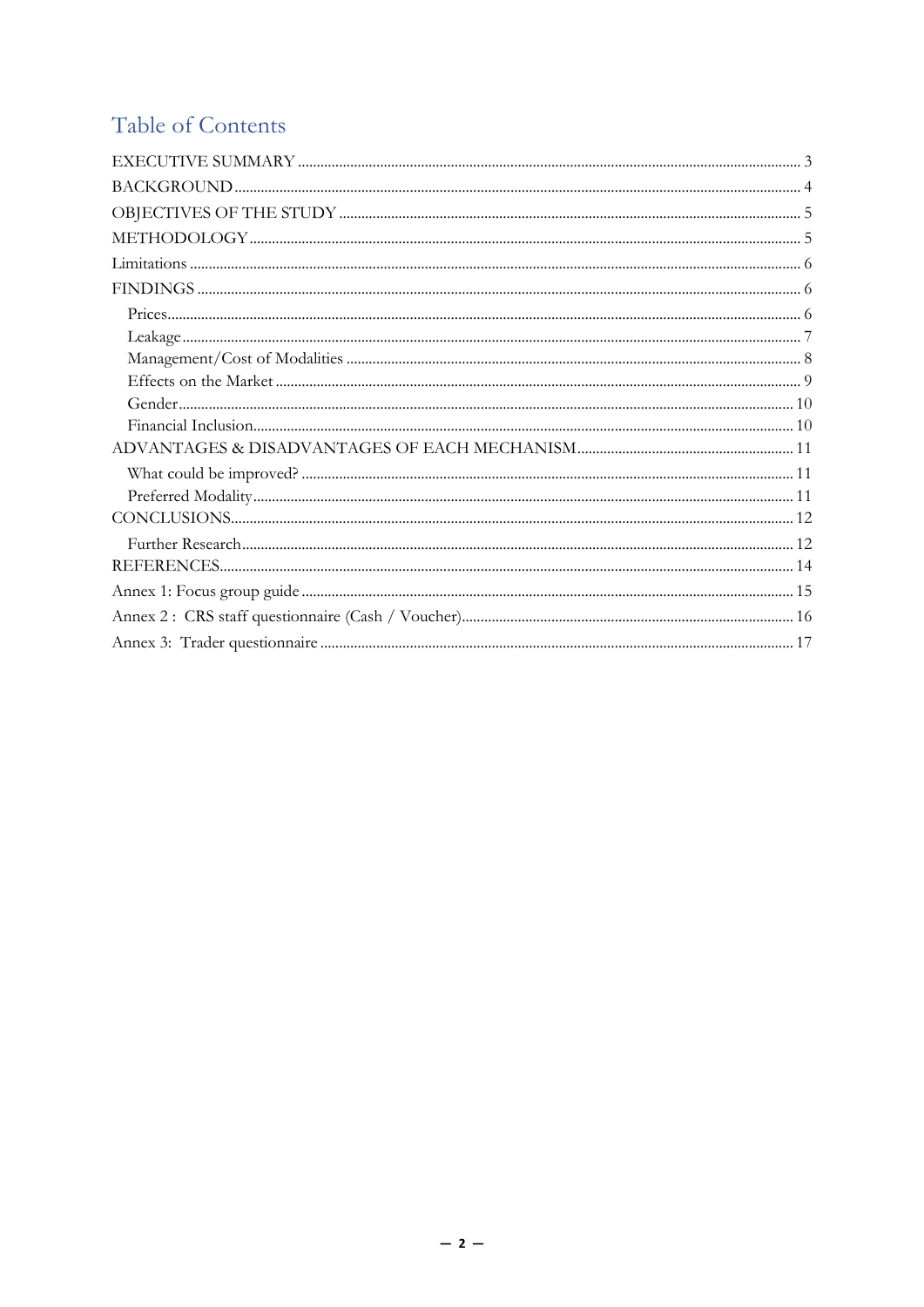# Table of Contents

EXECUTIVE SUMMARY ..... 3

BACKGROUND ..... 4

OBJECTIVES OF THE STUDY ..... 5

METHODOLOGY ..... 5

Limitations ..... 6

FINDINGS ..... 6

- Prices ..... 6
- Leakage ..... 7
- Management/Cost of Modalities ..... 8
- Effects on the Market ..... 9
- Gender ..... 10
- Financial Inclusion ..... 10

ADVANTAGES & DISADVANTAGES OF EACH MECHANISM ..... 11

- What could be improved? ..... 11
- Preferred Modality ..... 11

CONCLUSIONS ..... 12

- Further Research ..... 12

REFERENCES ..... 14

Annex 1: Focus group guide ..... 15

Annex 2 : CRS staff questionnaire (Cash / Voucher) ..... 16

Annex 3: Trader questionnaire ..... 17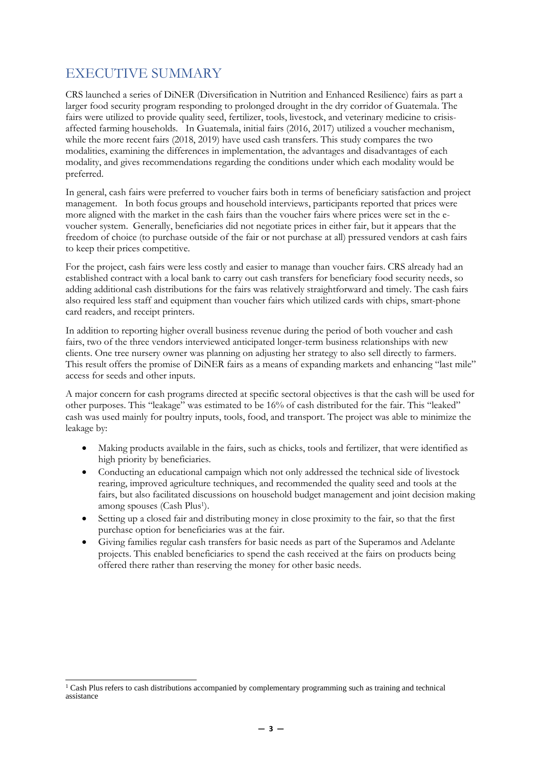# EXECUTIVE SUMMARY

CRS launched a series of DiNER (Diversification in Nutrition and Enhanced Resilience) fairs as part a larger food security program responding to prolonged drought in the dry corridor of Guatemala. The fairs were utilized to provide quality seed, fertilizer, tools, livestock, and veterinary medicine to crisis-affected farming households. In Guatemala, initial fairs (2016, 2017) utilized a voucher mechanism, while the more recent fairs (2018, 2019) have used cash transfers. This study compares the two modalities, examining the differences in implementation, the advantages and disadvantages of each modality, and gives recommendations regarding the conditions under which each modality would be preferred.

In general, cash fairs were preferred to voucher fairs both in terms of beneficiary satisfaction and project management. In both focus groups and household interviews, participants reported that prices were more aligned with the market in the cash fairs than the voucher fairs where prices were set in the e-voucher system. Generally, beneficiaries did not negotiate prices in either fair, but it appears that the freedom of choice (to purchase outside of the fair or not purchase at all) pressured vendors at cash fairs to keep their prices competitive.

For the project, cash fairs were less costly and easier to manage than voucher fairs. CRS already had an established contract with a local bank to carry out cash transfers for beneficiary food security needs, so adding additional cash distributions for the fairs was relatively straightforward and timely. The cash fairs also required less staff and equipment than voucher fairs which utilized cards with chips, smart-phone card readers, and receipt printers.

In addition to reporting higher overall business revenue during the period of both voucher and cash fairs, two of the three vendors interviewed anticipated longer-term business relationships with new clients. One tree nursery owner was planning on adjusting her strategy to also sell directly to farmers. This result offers the promise of DiNER fairs as a means of expanding markets and enhancing "last mile" access for seeds and other inputs.

A major concern for cash programs directed at specific sectoral objectives is that the cash will be used for other purposes. This "leakage" was estimated to be 16% of cash distributed for the fair. This "leaked" cash was used mainly for poultry inputs, tools, food, and transport. The project was able to minimize the leakage by:

- Making products available in the fairs, such as chicks, tools and fertilizer, that were identified as high priority by beneficiaries.
- Conducting an educational campaign which not only addressed the technical side of livestock rearing, improved agriculture techniques, and recommended the quality seed and tools at the fairs, but also facilitated discussions on household budget management and joint decision making among spouses (Cash Plus[1]).
- Setting up a closed fair and distributing money in close proximity to the fair, so that the first purchase option for beneficiaries was at the fair.
- Giving families regular cash transfers for basic needs as part of the Superamos and Adelante projects. This enabled beneficiaries to spend the cash received at the fairs on products being offered there rather than reserving the money for other basic needs.

[1] Cash Plus refers to cash distributions accompanied by complementary programming such as training and technical assistance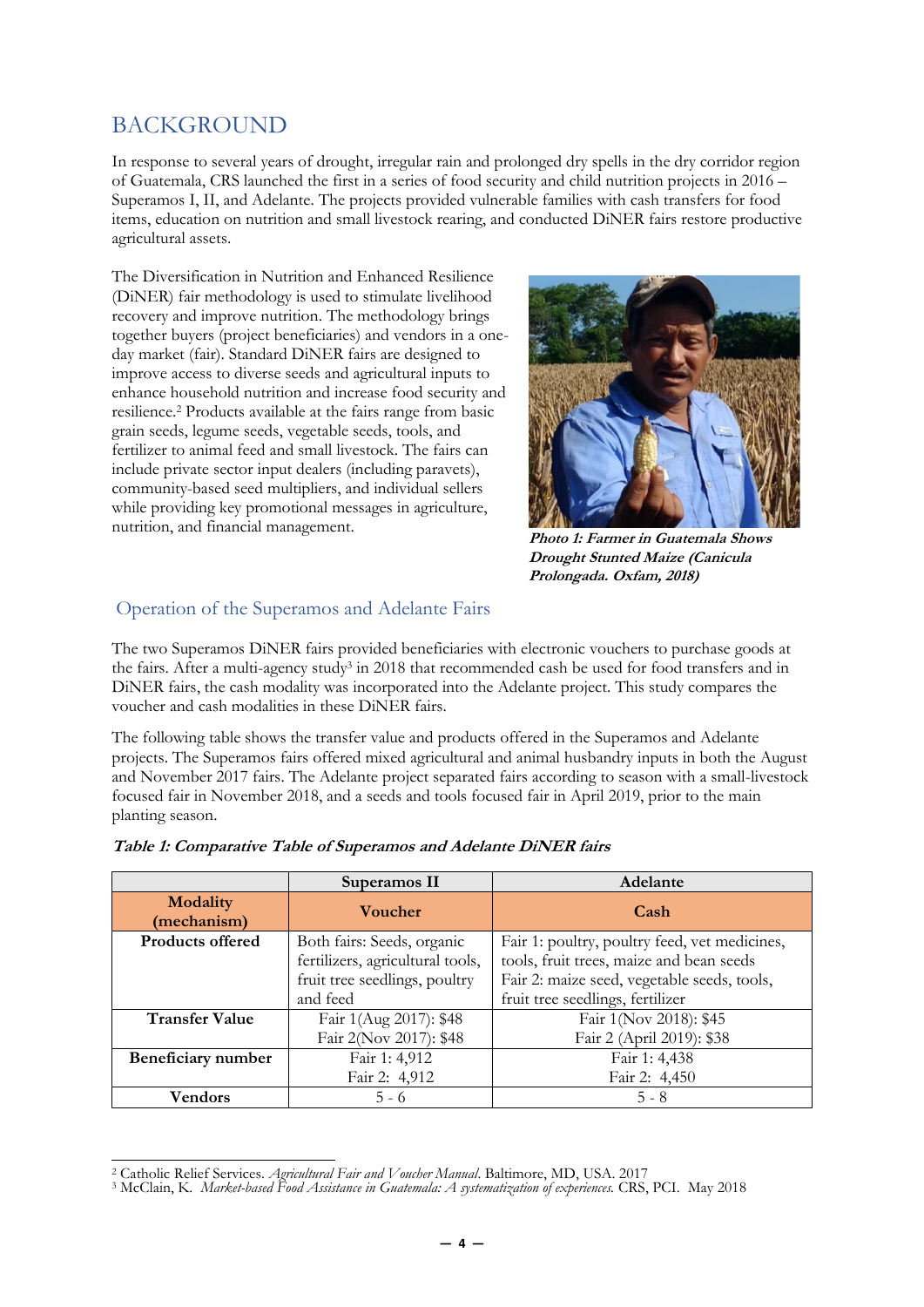# BACKGROUND

In response to several years of drought, irregular rain and prolonged dry spells in the dry corridor region of Guatemala, CRS launched the first in a series of food security and child nutrition projects in 2016 – Superamos I, II, and Adelante. The projects provided vulnerable families with cash transfers for food items, education on nutrition and small livestock rearing, and conducted DiNER fairs restore productive agricultural assets.

The Diversification in Nutrition and Enhanced Resilience (DiNER) fair methodology is used to stimulate livelihood recovery and improve nutrition. The methodology brings together buyers (project beneficiaries) and vendors in a one-day market (fair). Standard DiNER fairs are designed to improve access to diverse seeds and agricultural inputs to enhance household nutrition and increase food security and resilience.[2] Products available at the fairs range from basic grain seeds, legume seeds, vegetable seeds, tools, and fertilizer to animal feed and small livestock. The fairs can include private sector input dealers (including paravets), community-based seed multipliers, and individual sellers while providing key promotional messages in agriculture, nutrition, and financial management.

***Photo 1: Farmer in Guatemala Shows Drought Stunted Maize (Canicula Prolongada. Oxfam, 2018)***

## Operation of the Superamos and Adelante Fairs

The two Superamos DiNER fairs provided beneficiaries with electronic vouchers to purchase goods at the fairs. After a multi-agency study[3] in 2018 that recommended cash be used for food transfers and in DiNER fairs, the cash modality was incorporated into the Adelante project. This study compares the voucher and cash modalities in these DiNER fairs.

The following table shows the transfer value and products offered in the Superamos and Adelante projects. The Superamos fairs offered mixed agricultural and animal husbandry inputs in both the August and November 2017 fairs. The Adelante project separated fairs according to season with a small-livestock focused fair in November 2018, and a seeds and tools focused fair in April 2019, prior to the main planting season.

***Table 1: Comparative Table of Superamos and Adelante DiNER fairs***

| | Superamos II | Adelante |
|---|---|---|
| **Modality (mechanism)** | **Voucher** | **Cash** |
| **Products offered** | Both fairs: Seeds, organic fertilizers, agricultural tools, fruit tree seedlings, poultry and feed | Fair 1: poultry, poultry feed, vet medicines, tools, fruit trees, maize and bean seeds<br>Fair 2: maize seed, vegetable seeds, tools, fruit tree seedlings, fertilizer |
| **Transfer Value** | Fair 1(Aug 2017): $48<br>Fair 2(Nov 2017): $48 | Fair 1(Nov 2018): $45<br>Fair 2 (April 2019): $38 |
| **Beneficiary number** | Fair 1: 4,912<br>Fair 2: 4,912 | Fair 1: 4,438<br>Fair 2: 4,450 |
| **Vendors** | 5 - 6 | 5 - 8 |

[2] Catholic Relief Services. *Agricultural Fair and Voucher Manual*. Baltimore, MD, USA. 2017
[3] McClain, K. *Market-based Food Assistance in Guatemala: A systematization of experiences.* CRS, PCI. May 2018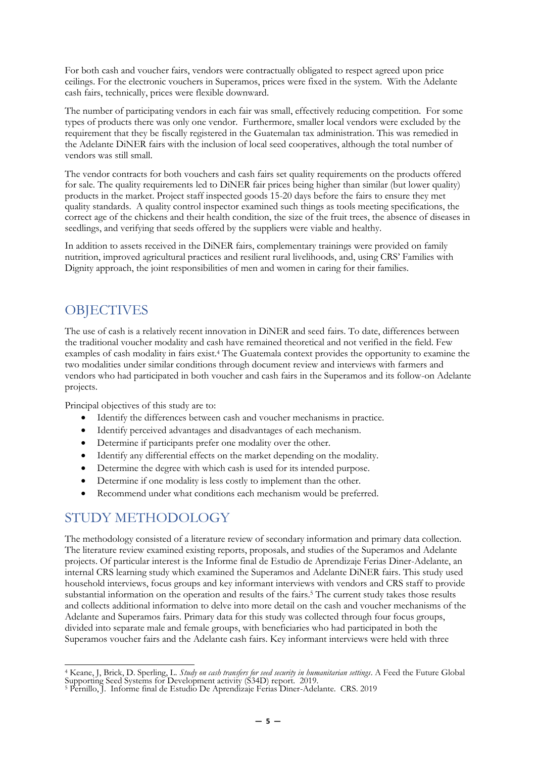For both cash and voucher fairs, vendors were contractually obligated to respect agreed upon price ceilings. For the electronic vouchers in Superamos, prices were fixed in the system. With the Adelante cash fairs, technically, prices were flexible downward.

The number of participating vendors in each fair was small, effectively reducing competition. For some types of products there was only one vendor. Furthermore, smaller local vendors were excluded by the requirement that they be fiscally registered in the Guatemalan tax administration. This was remedied in the Adelante DiNER fairs with the inclusion of local seed cooperatives, although the total number of vendors was still small.

The vendor contracts for both vouchers and cash fairs set quality requirements on the products offered for sale. The quality requirements led to DiNER fair prices being higher than similar (but lower quality) products in the market. Project staff inspected goods 15-20 days before the fairs to ensure they met quality standards. A quality control inspector examined such things as tools meeting specifications, the correct age of the chickens and their health condition, the size of the fruit trees, the absence of diseases in seedlings, and verifying that seeds offered by the suppliers were viable and healthy.

In addition to assets received in the DiNER fairs, complementary trainings were provided on family nutrition, improved agricultural practices and resilient rural livelihoods, and, using CRS' Families with Dignity approach, the joint responsibilities of men and women in caring for their families.

## OBJECTIVES

The use of cash is a relatively recent innovation in DiNER and seed fairs. To date, differences between the traditional voucher modality and cash have remained theoretical and not verified in the field. Few examples of cash modality in fairs exist.[4] The Guatemala context provides the opportunity to examine the two modalities under similar conditions through document review and interviews with farmers and vendors who had participated in both voucher and cash fairs in the Superamos and its follow-on Adelante projects.

Principal objectives of this study are to:

- Identify the differences between cash and voucher mechanisms in practice.
- Identify perceived advantages and disadvantages of each mechanism.
- Determine if participants prefer one modality over the other.
- Identify any differential effects on the market depending on the modality.
- Determine the degree with which cash is used for its intended purpose.
- Determine if one modality is less costly to implement than the other.
- Recommend under what conditions each mechanism would be preferred.

## STUDY METHODOLOGY

The methodology consisted of a literature review of secondary information and primary data collection. The literature review examined existing reports, proposals, and studies of the Superamos and Adelante projects. Of particular interest is the Informe final de Estudio de Aprendizaje Ferias Diner-Adelante, an internal CRS learning study which examined the Superamos and Adelante DiNER fairs. This study used household interviews, focus groups and key informant interviews with vendors and CRS staff to provide substantial information on the operation and results of the fairs.[5] The current study takes those results and collects additional information to delve into more detail on the cash and voucher mechanisms of the Adelante and Superamos fairs. Primary data for this study was collected through four focus groups, divided into separate male and female groups, with beneficiaries who had participated in both the Superamos voucher fairs and the Adelante cash fairs. Key informant interviews were held with three

---

[4] Keane, J, Brick, D. Sperling, L. *Study on cash transfers for seed security in humanitarian settings*. A Feed the Future Global Supporting Seed Systems for Development activity (S34D) report. 2019.

[5] Pernillo, J. Informe final de Estudio De Aprendizaje Ferias Diner-Adelante. CRS. 2019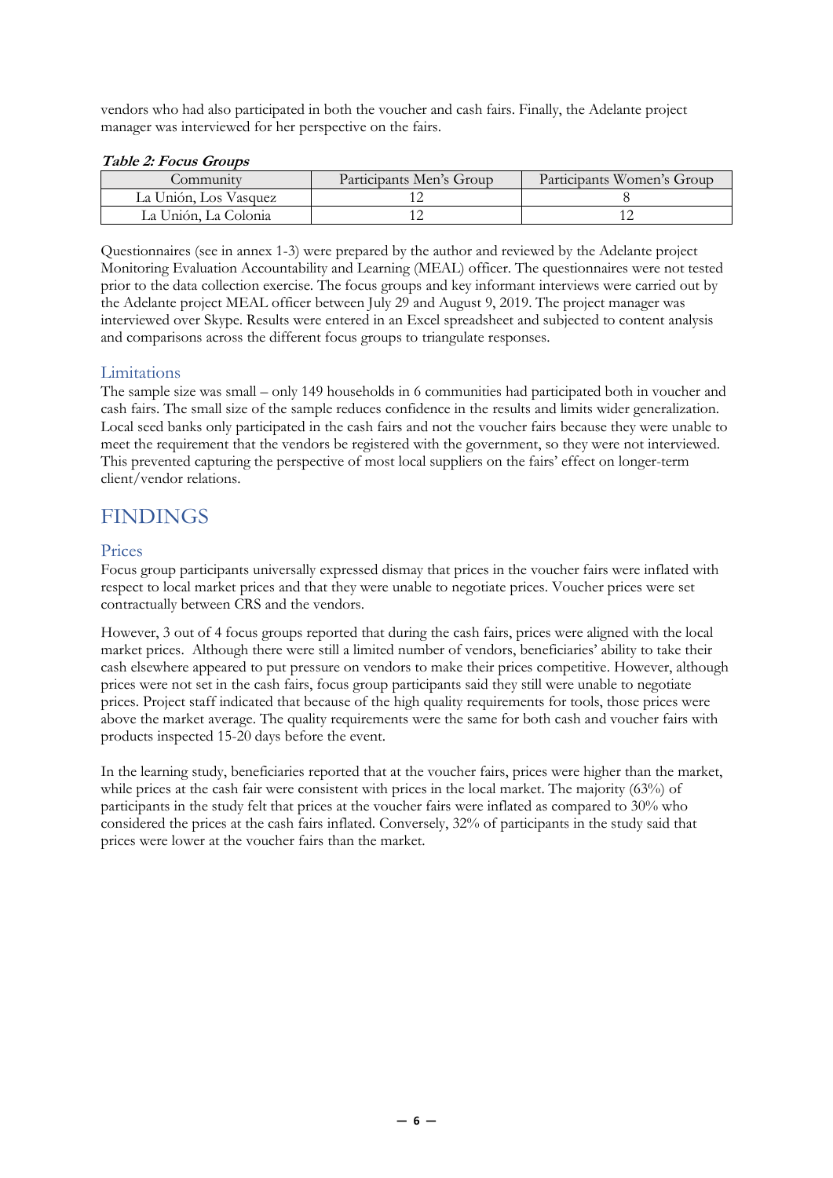vendors who had also participated in both the voucher and cash fairs. Finally, the Adelante project manager was interviewed for her perspective on the fairs.

***Table 2: Focus Groups***

| Community | Participants Men's Group | Participants Women's Group |
|---|---|---|
| La Unión, Los Vasquez | 12 | 8 |
| La Unión, La Colonia | 12 | 12 |

Questionnaires (see in annex 1-3) were prepared by the author and reviewed by the Adelante project Monitoring Evaluation Accountability and Learning (MEAL) officer. The questionnaires were not tested prior to the data collection exercise. The focus groups and key informant interviews were carried out by the Adelante project MEAL officer between July 29 and August 9, 2019. The project manager was interviewed over Skype. Results were entered in an Excel spreadsheet and subjected to content analysis and comparisons across the different focus groups to triangulate responses.

## Limitations

The sample size was small – only 149 households in 6 communities had participated both in voucher and cash fairs. The small size of the sample reduces confidence in the results and limits wider generalization. Local seed banks only participated in the cash fairs and not the voucher fairs because they were unable to meet the requirement that the vendors be registered with the government, so they were not interviewed. This prevented capturing the perspective of most local suppliers on the fairs' effect on longer-term client/vendor relations.

# FINDINGS

## Prices

Focus group participants universally expressed dismay that prices in the voucher fairs were inflated with respect to local market prices and that they were unable to negotiate prices. Voucher prices were set contractually between CRS and the vendors.

However, 3 out of 4 focus groups reported that during the cash fairs, prices were aligned with the local market prices. Although there were still a limited number of vendors, beneficiaries' ability to take their cash elsewhere appeared to put pressure on vendors to make their prices competitive. However, although prices were not set in the cash fairs, focus group participants said they still were unable to negotiate prices. Project staff indicated that because of the high quality requirements for tools, those prices were above the market average. The quality requirements were the same for both cash and voucher fairs with products inspected 15-20 days before the event.

In the learning study, beneficiaries reported that at the voucher fairs, prices were higher than the market, while prices at the cash fair were consistent with prices in the local market. The majority (63%) of participants in the study felt that prices at the voucher fairs were inflated as compared to 30% who considered the prices at the cash fairs inflated. Conversely, 32% of participants in the study said that prices were lower at the voucher fairs than the market.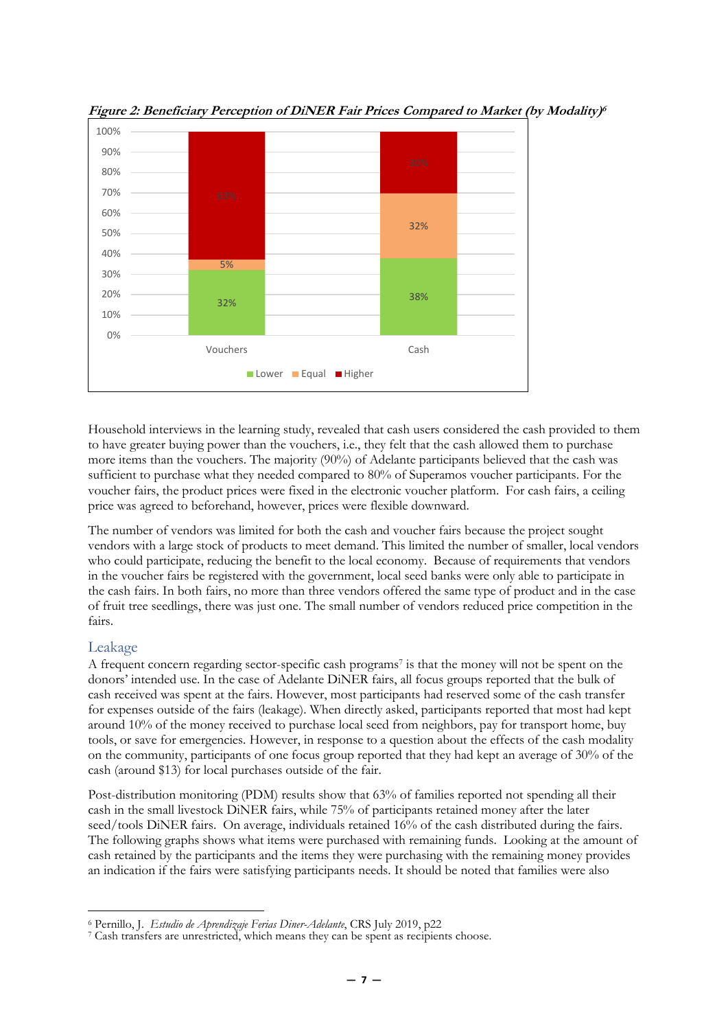***Figure 2: Beneficiary Perception of DiNER Fair Prices Compared to Market (by Modality)***[6]

| | Lower | Equal | Higher |
|---|---|---|---|
| Vouchers | 32% | 5% | 63% |
| Cash | 38% | 32% | 30% |

Household interviews in the learning study, revealed that cash users considered the cash provided to them to have greater buying power than the vouchers, i.e., they felt that the cash allowed them to purchase more items than the vouchers. The majority (90%) of Adelante participants believed that the cash was sufficient to purchase what they needed compared to 80% of Superamos voucher participants. For the voucher fairs, the product prices were fixed in the electronic voucher platform. For cash fairs, a ceiling price was agreed to beforehand, however, prices were flexible downward.

The number of vendors was limited for both the cash and voucher fairs because the project sought vendors with a large stock of products to meet demand. This limited the number of smaller, local vendors who could participate, reducing the benefit to the local economy. Because of requirements that vendors in the voucher fairs be registered with the government, local seed banks were only able to participate in the cash fairs. In both fairs, no more than three vendors offered the same type of product and in the case of fruit tree seedlings, there was just one. The small number of vendors reduced price competition in the fairs.

## Leakage

A frequent concern regarding sector-specific cash programs[7] is that the money will not be spent on the donors' intended use. In the case of Adelante DiNER fairs, all focus groups reported that the bulk of cash received was spent at the fairs. However, most participants had reserved some of the cash transfer for expenses outside of the fairs (leakage). When directly asked, participants reported that most had kept around 10% of the money received to purchase local seed from neighbors, pay for transport home, buy tools, or save for emergencies. However, in response to a question about the effects of the cash modality on the community, participants of one focus group reported that they had kept an average of 30% of the cash (around $13) for local purchases outside of the fair.

Post-distribution monitoring (PDM) results show that 63% of families reported not spending all their cash in the small livestock DiNER fairs, while 75% of participants retained money after the later seed/tools DiNER fairs. On average, individuals retained 16% of the cash distributed during the fairs. The following graphs shows what items were purchased with remaining funds. Looking at the amount of cash retained by the participants and the items they were purchasing with the remaining money provides an indication if the fairs were satisfying participants needs. It should be noted that families were also

---

[6] Pernillo, J. *Estudio de Aprendizaje Ferias Diner-Adelante*, CRS July 2019, p22

[7] Cash transfers are unrestricted, which means they can be spent as recipients choose.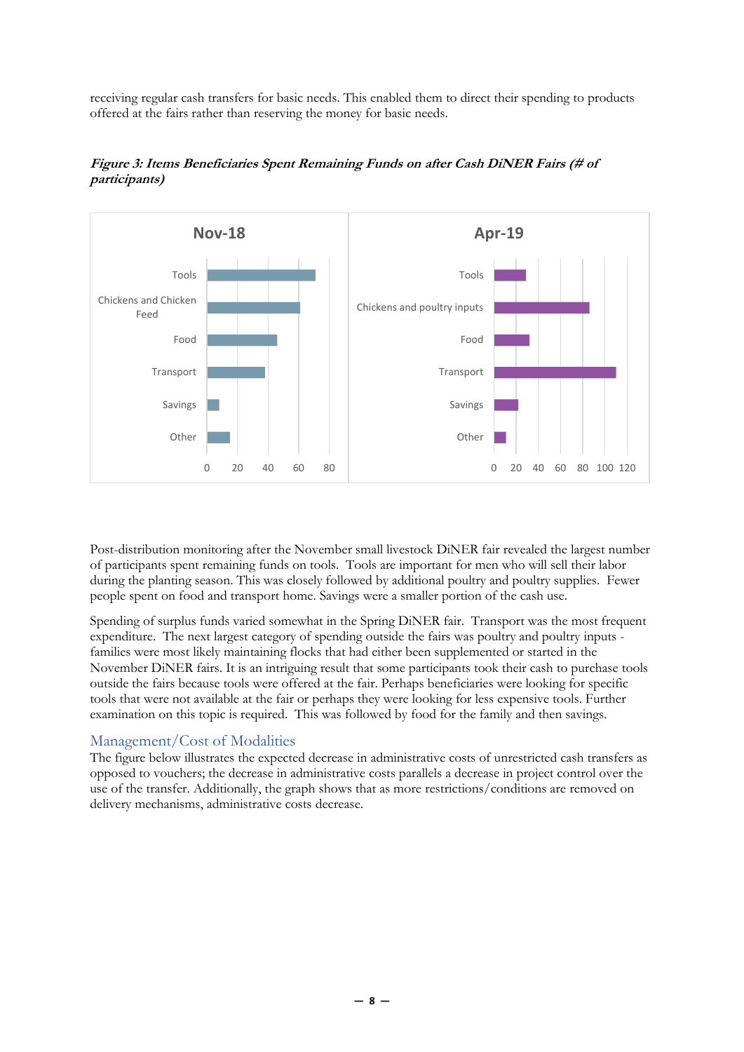receiving regular cash transfers for basic needs. This enabled them to direct their spending to products offered at the fairs rather than reserving the money for basic needs.

***Figure 3: Items Beneficiaries Spent Remaining Funds on after Cash DiNER Fairs (# of participants)***

Post-distribution monitoring after the November small livestock DiNER fair revealed the largest number of participants spent remaining funds on tools. Tools are important for men who will sell their labor during the planting season. This was closely followed by additional poultry and poultry supplies. Fewer people spent on food and transport home. Savings were a smaller portion of the cash use.

Spending of surplus funds varied somewhat in the Spring DiNER fair. Transport was the most frequent expenditure. The next largest category of spending outside the fairs was poultry and poultry inputs - families were most likely maintaining flocks that had either been supplemented or started in the November DiNER fairs. It is an intriguing result that some participants took their cash to purchase tools outside the fairs because tools were offered at the fair. Perhaps beneficiaries were looking for specific tools that were not available at the fair or perhaps they were looking for less expensive tools. Further examination on this topic is required. This was followed by food for the family and then savings.

## Management/Cost of Modalities

The figure below illustrates the expected decrease in administrative costs of unrestricted cash transfers as opposed to vouchers; the decrease in administrative costs parallels a decrease in project control over the use of the transfer. Additionally, the graph shows that as more restrictions/conditions are removed on delivery mechanisms, administrative costs decrease.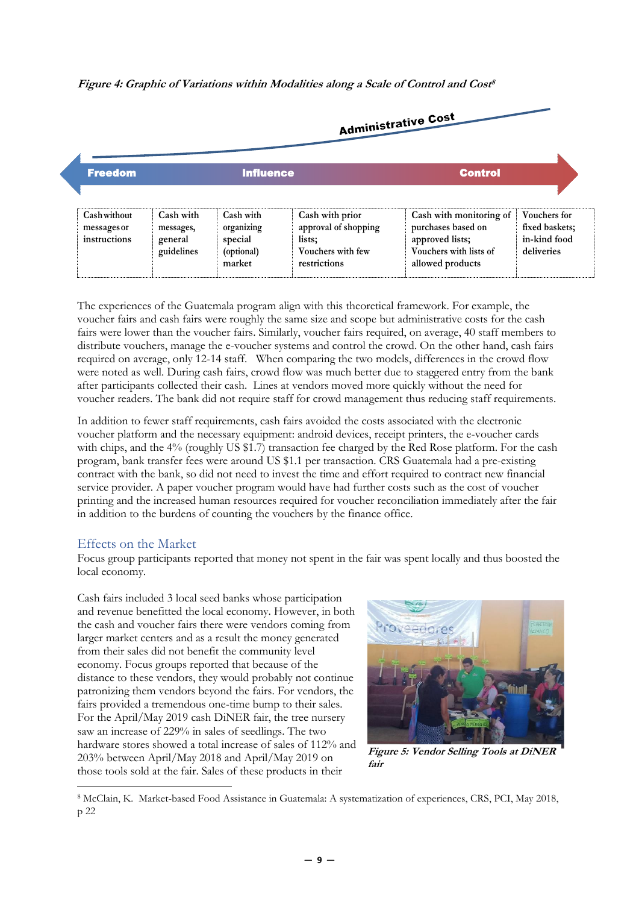*Figure 4: Graphic of Variations within Modalities along a Scale of Control and Cost*[8]

Administrative Cost

Freedom — Influence — Control

| Cash without messages or instructions | Cash with messages, general guidelines | Cash with organizing special (optional) market | Cash with prior approval of shopping lists; Vouchers with few restrictions | Cash with monitoring of purchases based on approved lists; Vouchers with lists of allowed products | Vouchers for fixed baskets; in-kind food deliveries |
|---|---|---|---|---|---|

The experiences of the Guatemala program align with this theoretical framework. For example, the voucher fairs and cash fairs were roughly the same size and scope but administrative costs for the cash fairs were lower than the voucher fairs. Similarly, voucher fairs required, on average, 40 staff members to distribute vouchers, manage the e-voucher systems and control the crowd. On the other hand, cash fairs required on average, only 12-14 staff. When comparing the two models, differences in the crowd flow were noted as well. During cash fairs, crowd flow was much better due to staggered entry from the bank after participants collected their cash. Lines at vendors moved more quickly without the need for voucher readers. The bank did not require staff for crowd management thus reducing staff requirements.

In addition to fewer staff requirements, cash fairs avoided the costs associated with the electronic voucher platform and the necessary equipment: android devices, receipt printers, the e-voucher cards with chips, and the 4% (roughly US $1.7) transaction fee charged by the Red Rose platform. For the cash program, bank transfer fees were around US $1.1 per transaction. CRS Guatemala had a pre-existing contract with the bank, so did not need to invest the time and effort required to contract new financial service provider. A paper voucher program would have had further costs such as the cost of voucher printing and the increased human resources required for voucher reconciliation immediately after the fair in addition to the burdens of counting the vouchers by the finance office.

## Effects on the Market

Focus group participants reported that money not spent in the fair was spent locally and thus boosted the local economy.

Cash fairs included 3 local seed banks whose participation and revenue benefitted the local economy. However, in both the cash and voucher fairs there were vendors coming from larger market centers and as a result the money generated from their sales did not benefit the community level economy. Focus groups reported that because of the distance to these vendors, they would probably not continue patronizing them vendors beyond the fairs. For vendors, the fairs provided a tremendous one-time bump to their sales. For the April/May 2019 cash DiNER fair, the tree nursery saw an increase of 229% in sales of seedlings. The two hardware stores showed a total increase of sales of 112% and 203% between April/May 2018 and April/May 2019 on those tools sold at the fair. Sales of these products in their

*Figure 5: Vendor Selling Tools at DiNER fair*

[8] McClain, K. Market-based Food Assistance in Guatemala: A systematization of experiences, CRS, PCI, May 2018, p 22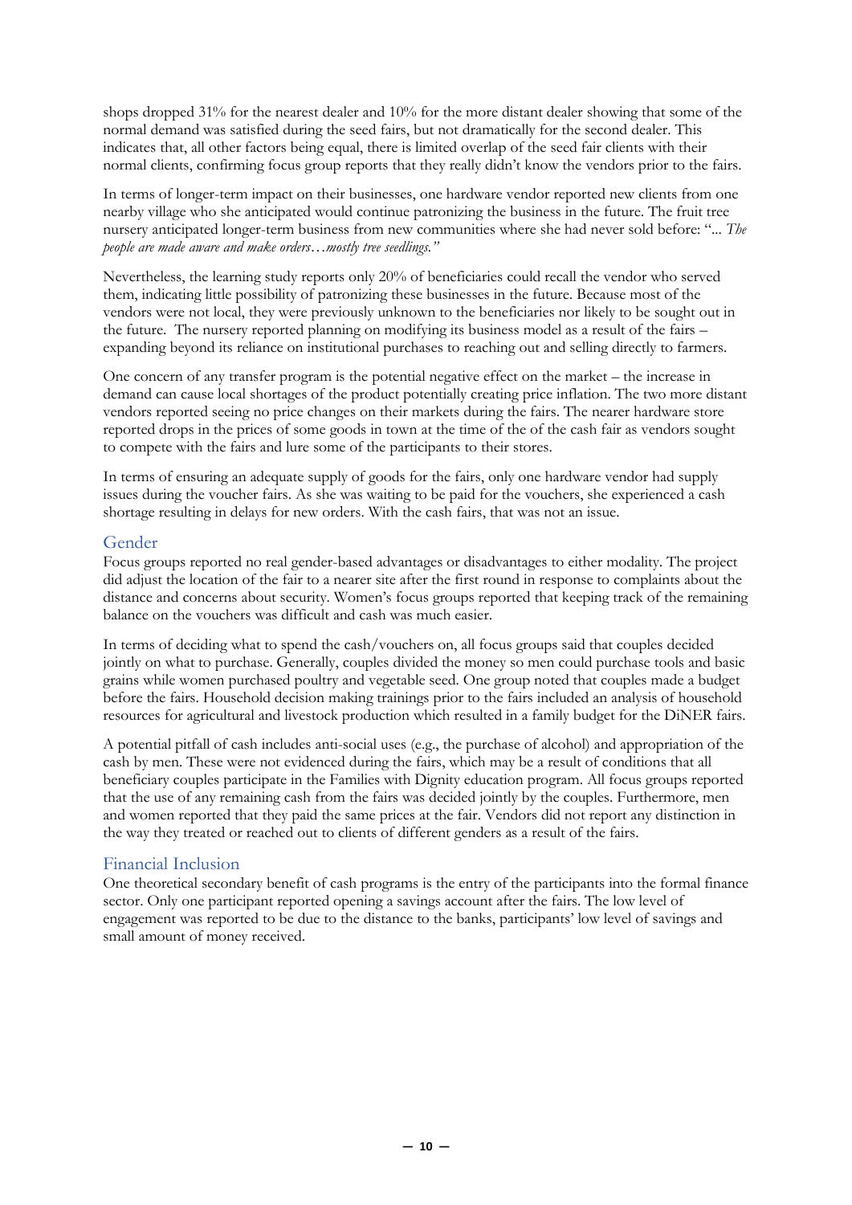shops dropped 31% for the nearest dealer and 10% for the more distant dealer showing that some of the normal demand was satisfied during the seed fairs, but not dramatically for the second dealer. This indicates that, all other factors being equal, there is limited overlap of the seed fair clients with their normal clients, confirming focus group reports that they really didn't know the vendors prior to the fairs.

In terms of longer-term impact on their businesses, one hardware vendor reported new clients from one nearby village who she anticipated would continue patronizing the business in the future. The fruit tree nursery anticipated longer-term business from new communities where she had never sold before: "*... The people are made aware and make orders…mostly tree seedlings."*

Nevertheless, the learning study reports only 20% of beneficiaries could recall the vendor who served them, indicating little possibility of patronizing these businesses in the future. Because most of the vendors were not local, they were previously unknown to the beneficiaries nor likely to be sought out in the future. The nursery reported planning on modifying its business model as a result of the fairs – expanding beyond its reliance on institutional purchases to reaching out and selling directly to farmers.

One concern of any transfer program is the potential negative effect on the market – the increase in demand can cause local shortages of the product potentially creating price inflation. The two more distant vendors reported seeing no price changes on their markets during the fairs. The nearer hardware store reported drops in the prices of some goods in town at the time of the of the cash fair as vendors sought to compete with the fairs and lure some of the participants to their stores.

In terms of ensuring an adequate supply of goods for the fairs, only one hardware vendor had supply issues during the voucher fairs. As she was waiting to be paid for the vouchers, she experienced a cash shortage resulting in delays for new orders. With the cash fairs, that was not an issue.

## Gender

Focus groups reported no real gender-based advantages or disadvantages to either modality. The project did adjust the location of the fair to a nearer site after the first round in response to complaints about the distance and concerns about security. Women's focus groups reported that keeping track of the remaining balance on the vouchers was difficult and cash was much easier.

In terms of deciding what to spend the cash/vouchers on, all focus groups said that couples decided jointly on what to purchase. Generally, couples divided the money so men could purchase tools and basic grains while women purchased poultry and vegetable seed. One group noted that couples made a budget before the fairs. Household decision making trainings prior to the fairs included an analysis of household resources for agricultural and livestock production which resulted in a family budget for the DiNER fairs.

A potential pitfall of cash includes anti-social uses (e.g., the purchase of alcohol) and appropriation of the cash by men. These were not evidenced during the fairs, which may be a result of conditions that all beneficiary couples participate in the Families with Dignity education program. All focus groups reported that the use of any remaining cash from the fairs was decided jointly by the couples. Furthermore, men and women reported that they paid the same prices at the fair. Vendors did not report any distinction in the way they treated or reached out to clients of different genders as a result of the fairs.

## Financial Inclusion

One theoretical secondary benefit of cash programs is the entry of the participants into the formal finance sector. Only one participant reported opening a savings account after the fairs. The low level of engagement was reported to be due to the distance to the banks, participants' low level of savings and small amount of money received.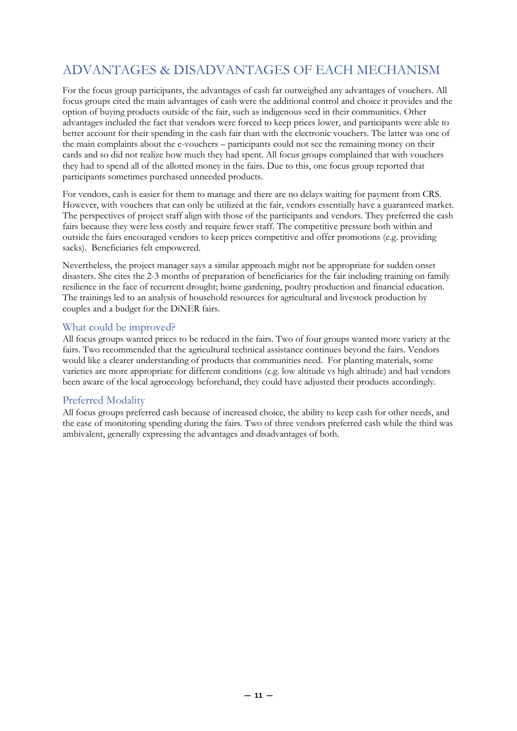## ADVANTAGES & DISADVANTAGES OF EACH MECHANISM

For the focus group participants, the advantages of cash far outweighed any advantages of vouchers. All focus groups cited the main advantages of cash were the additional control and choice it provides and the option of buying products outside of the fair, such as indigenous seed in their communities. Other advantages included the fact that vendors were forced to keep prices lower, and participants were able to better account for their spending in the cash fair than with the electronic vouchers. The latter was one of the main complaints about the e-vouchers – participants could not see the remaining money on their cards and so did not realize how much they had spent. All focus groups complained that with vouchers they had to spend all of the allotted money in the fairs. Due to this, one focus group reported that participants sometimes purchased unneeded products.

For vendors, cash is easier for them to manage and there are no delays waiting for payment from CRS. However, with vouchers that can only be utilized at the fair, vendors essentially have a guaranteed market. The perspectives of project staff align with those of the participants and vendors. They preferred the cash fairs because they were less costly and require fewer staff. The competitive pressure both within and outside the fairs encouraged vendors to keep prices competitive and offer promotions (e.g. providing sacks). Beneficiaries felt empowered.

Nevertheless, the project manager says a similar approach might not be appropriate for sudden onset disasters. She cites the 2-3 months of preparation of beneficiaries for the fair including training on family resilience in the face of recurrent drought; home gardening, poultry production and financial education. The trainings led to an analysis of household resources for agricultural and livestock production by couples and a budget for the DiNER fairs.

### What could be improved?

All focus groups wanted prices to be reduced in the fairs. Two of four groups wanted more variety at the fairs. Two recommended that the agricultural technical assistance continues beyond the fairs. Vendors would like a clearer understanding of products that communities need. For planting materials, some varieties are more appropriate for different conditions (e.g. low altitude vs high altitude) and had vendors been aware of the local agroecology beforehand, they could have adjusted their products accordingly.

### Preferred Modality

All focus groups preferred cash because of increased choice, the ability to keep cash for other needs, and the ease of monitoring spending during the fairs. Two of three vendors preferred cash while the third was ambivalent, generally expressing the advantages and disadvantages of both.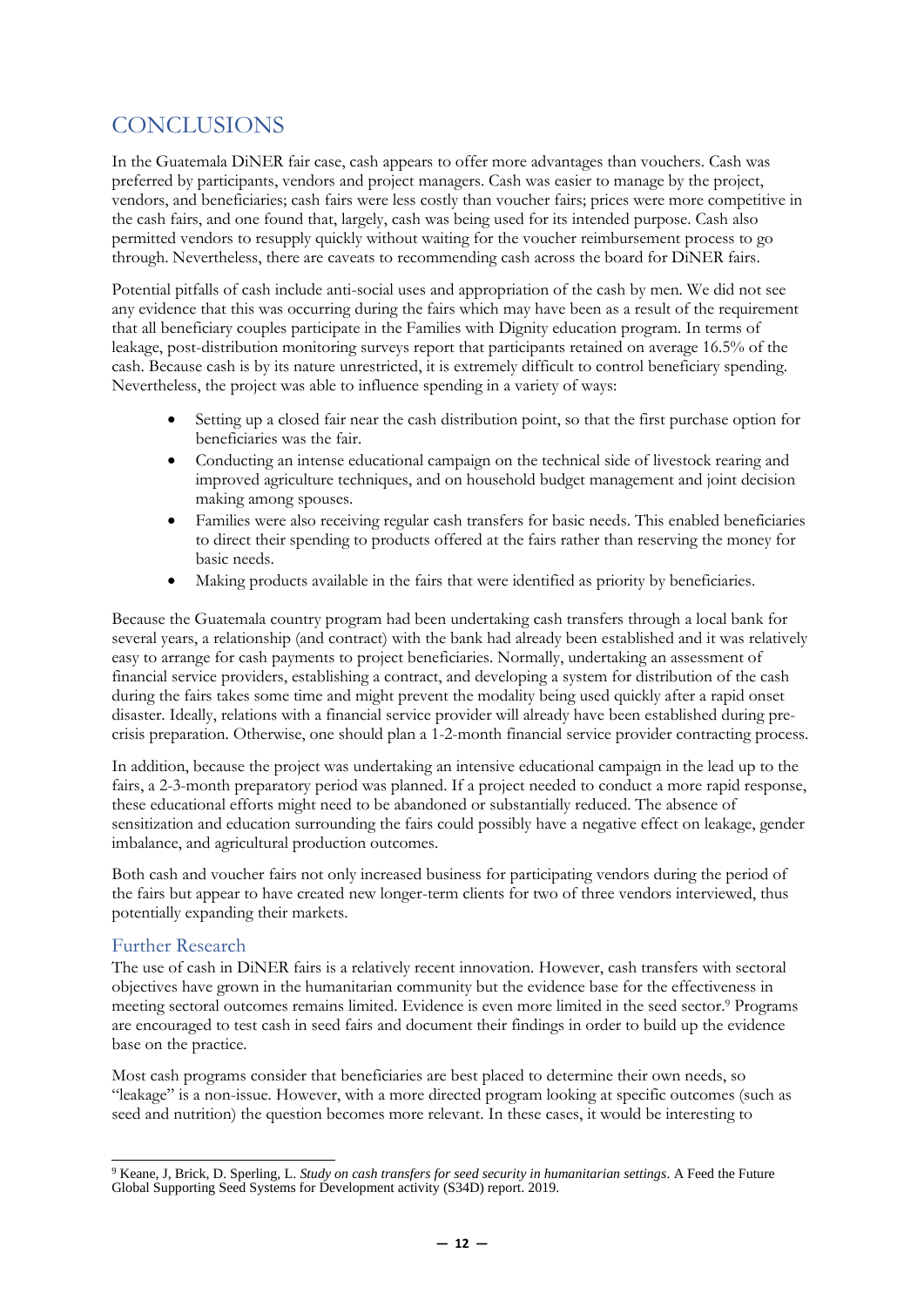## CONCLUSIONS

In the Guatemala DiNER fair case, cash appears to offer more advantages than vouchers. Cash was preferred by participants, vendors and project managers. Cash was easier to manage by the project, vendors, and beneficiaries; cash fairs were less costly than voucher fairs; prices were more competitive in the cash fairs, and one found that, largely, cash was being used for its intended purpose. Cash also permitted vendors to resupply quickly without waiting for the voucher reimbursement process to go through. Nevertheless, there are caveats to recommending cash across the board for DiNER fairs.

Potential pitfalls of cash include anti-social uses and appropriation of the cash by men. We did not see any evidence that this was occurring during the fairs which may have been as a result of the requirement that all beneficiary couples participate in the Families with Dignity education program. In terms of leakage, post-distribution monitoring surveys report that participants retained on average 16.5% of the cash. Because cash is by its nature unrestricted, it is extremely difficult to control beneficiary spending. Nevertheless, the project was able to influence spending in a variety of ways:

- Setting up a closed fair near the cash distribution point, so that the first purchase option for beneficiaries was the fair.
- Conducting an intense educational campaign on the technical side of livestock rearing and improved agriculture techniques, and on household budget management and joint decision making among spouses.
- Families were also receiving regular cash transfers for basic needs. This enabled beneficiaries to direct their spending to products offered at the fairs rather than reserving the money for basic needs.
- Making products available in the fairs that were identified as priority by beneficiaries.

Because the Guatemala country program had been undertaking cash transfers through a local bank for several years, a relationship (and contract) with the bank had already been established and it was relatively easy to arrange for cash payments to project beneficiaries. Normally, undertaking an assessment of financial service providers, establishing a contract, and developing a system for distribution of the cash during the fairs takes some time and might prevent the modality being used quickly after a rapid onset disaster. Ideally, relations with a financial service provider will already have been established during pre-crisis preparation. Otherwise, one should plan a 1-2-month financial service provider contracting process.

In addition, because the project was undertaking an intensive educational campaign in the lead up to the fairs, a 2-3-month preparatory period was planned. If a project needed to conduct a more rapid response, these educational efforts might need to be abandoned or substantially reduced. The absence of sensitization and education surrounding the fairs could possibly have a negative effect on leakage, gender imbalance, and agricultural production outcomes.

Both cash and voucher fairs not only increased business for participating vendors during the period of the fairs but appear to have created new longer-term clients for two of three vendors interviewed, thus potentially expanding their markets.

### Further Research

The use of cash in DiNER fairs is a relatively recent innovation. However, cash transfers with sectoral objectives have grown in the humanitarian community but the evidence base for the effectiveness in meeting sectoral outcomes remains limited. Evidence is even more limited in the seed sector.[9] Programs are encouraged to test cash in seed fairs and document their findings in order to build up the evidence base on the practice.

Most cash programs consider that beneficiaries are best placed to determine their own needs, so "leakage" is a non-issue. However, with a more directed program looking at specific outcomes (such as seed and nutrition) the question becomes more relevant. In these cases, it would be interesting to

[9] Keane, J, Brick, D. Sperling, L. *Study on cash transfers for seed security in humanitarian settings*. A Feed the Future Global Supporting Seed Systems for Development activity (S34D) report. 2019.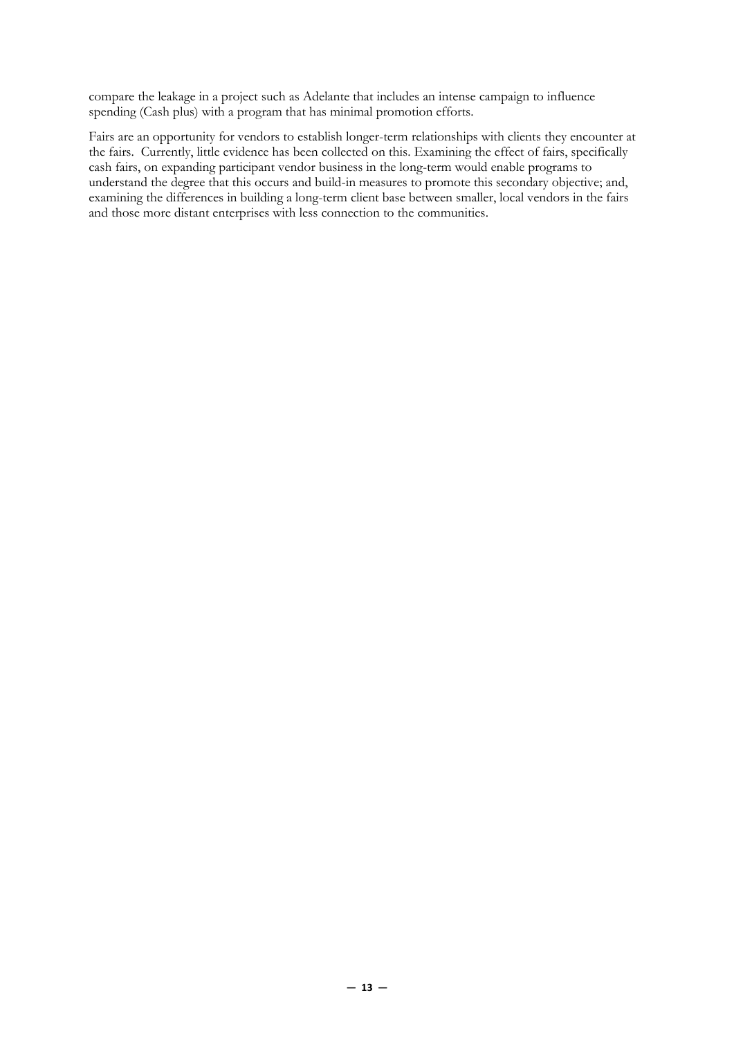compare the leakage in a project such as Adelante that includes an intense campaign to influence spending (Cash plus) with a program that has minimal promotion efforts.

Fairs are an opportunity for vendors to establish longer-term relationships with clients they encounter at the fairs. Currently, little evidence has been collected on this. Examining the effect of fairs, specifically cash fairs, on expanding participant vendor business in the long-term would enable programs to understand the degree that this occurs and build-in measures to promote this secondary objective; and, examining the differences in building a long-term client base between smaller, local vendors in the fairs and those more distant enterprises with less connection to the communities.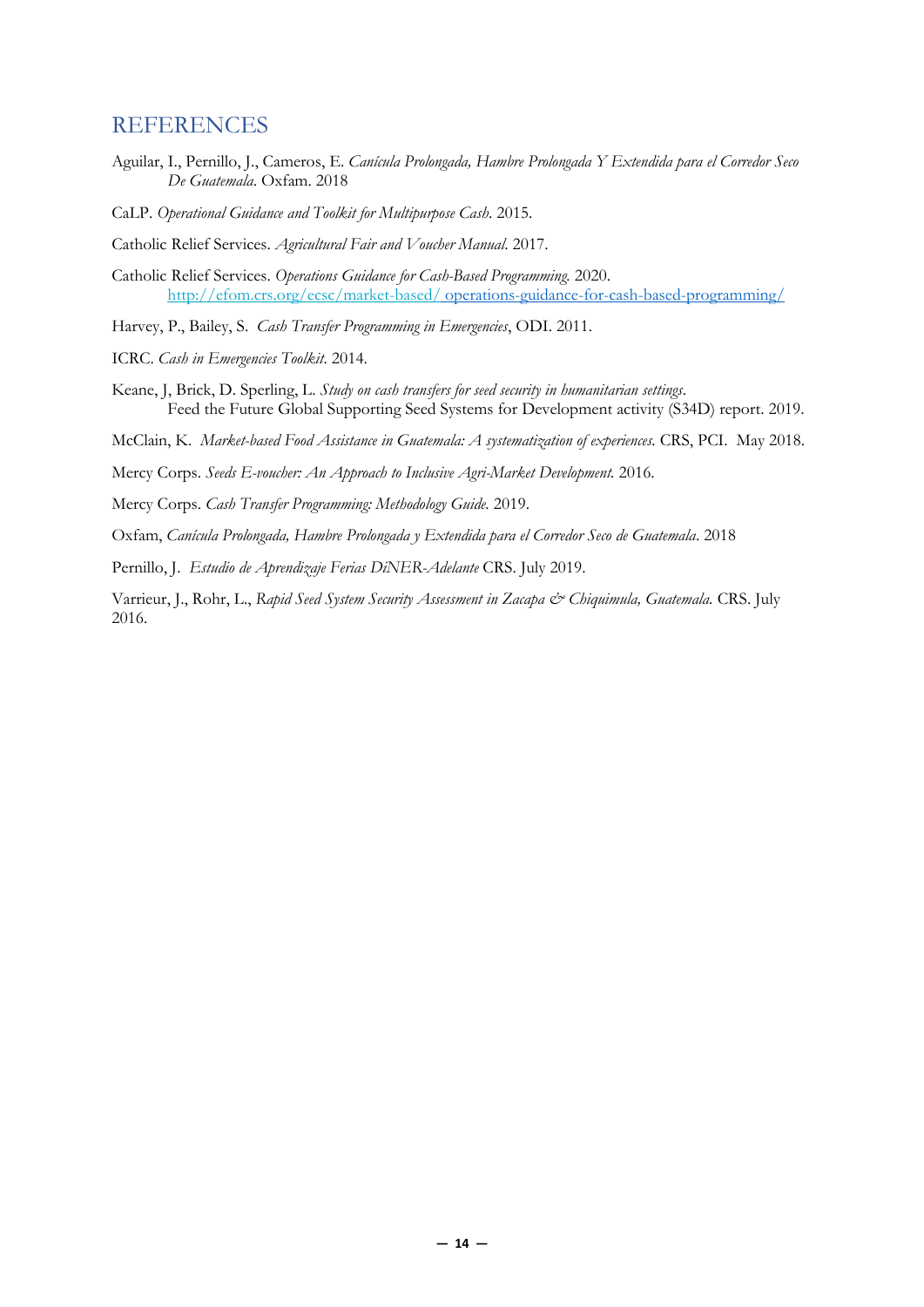# REFERENCES

Aguilar, I., Pernillo, J., Cameros, E. *Canícula Prolongada, Hambre Prolongada Y Extendida para el Corredor Seco De Guatemala*. Oxfam. 2018

CaLP. *Operational Guidance and Toolkit for Multipurpose Cash*. 2015.

Catholic Relief Services. *Agricultural Fair and Voucher Manual*. 2017.

Catholic Relief Services. *Operations Guidance for Cash-Based Programming*. 2020. [http://efom.crs.org/ecsc/market-based/ operations-guidance-for-cash-based-programming/](http://efom.crs.org/ecsc/market-based/operations-guidance-for-cash-based-programming/)

Harvey, P., Bailey, S. *Cash Transfer Programming in Emergencies*, ODI. 2011.

ICRC. *Cash in Emergencies Toolkit*. 2014.

Keane, J, Brick, D. Sperling, L. *Study on cash transfers for seed security in humanitarian settings*. Feed the Future Global Supporting Seed Systems for Development activity (S34D) report. 2019.

McClain, K. *Market-based Food Assistance in Guatemala: A systematization of experiences*. CRS, PCI. May 2018.

Mercy Corps. *Seeds E-voucher: An Approach to Inclusive Agri-Market Development*. 2016.

Mercy Corps. *Cash Transfer Programming: Methodology Guide*. 2019.

Oxfam, *Canícula Prolongada, Hambre Prolongada y Extendida para el Corredor Seco de Guatemala*. 2018

Pernillo, J. *Estudio de Aprendizaje Ferias DiNER-Adelante* CRS. July 2019.

Varrieur, J., Rohr, L., *Rapid Seed System Security Assessment in Zacapa & Chiquimula, Guatemala*. CRS. July 2016.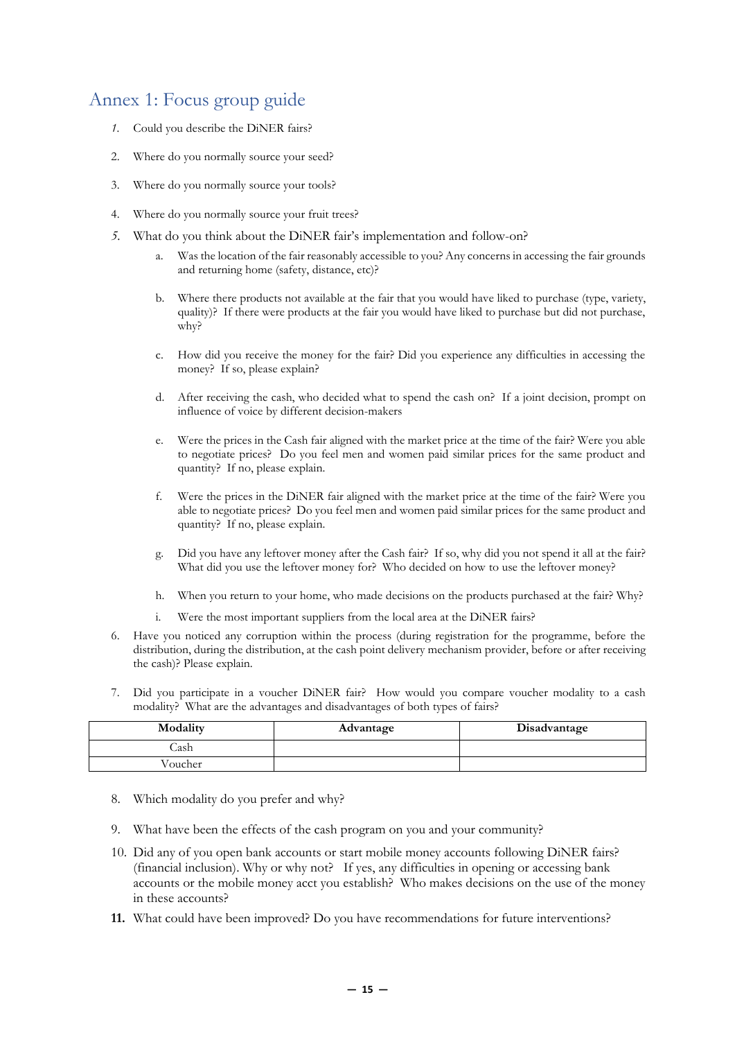## Annex 1: Focus group guide

1. Could you describe the DiNER fairs?
2. Where do you normally source your seed?
3. Where do you normally source your tools?
4. Where do you normally source your fruit trees?
5. What do you think about the DiNER fair's implementation and follow-on?
   a. Was the location of the fair reasonably accessible to you? Any concerns in accessing the fair grounds and returning home (safety, distance, etc)?
   b. Where there products not available at the fair that you would have liked to purchase (type, variety, quality)? If there were products at the fair you would have liked to purchase but did not purchase, why?
   c. How did you receive the money for the fair? Did you experience any difficulties in accessing the money? If so, please explain?
   d. After receiving the cash, who decided what to spend the cash on? If a joint decision, prompt on influence of voice by different decision-makers
   e. Were the prices in the Cash fair aligned with the market price at the time of the fair? Were you able to negotiate prices? Do you feel men and women paid similar prices for the same product and quantity? If no, please explain.
   f. Were the prices in the DiNER fair aligned with the market price at the time of the fair? Were you able to negotiate prices? Do you feel men and women paid similar prices for the same product and quantity? If no, please explain.
   g. Did you have any leftover money after the Cash fair? If so, why did you not spend it all at the fair? What did you use the leftover money for? Who decided on how to use the leftover money?
   h. When you return to your home, who made decisions on the products purchased at the fair? Why?
   i. Were the most important suppliers from the local area at the DiNER fairs?
6. Have you noticed any corruption within the process (during registration for the programme, before the distribution, during the distribution, at the cash point delivery mechanism provider, before or after receiving the cash)? Please explain.
7. Did you participate in a voucher DiNER fair? How would you compare voucher modality to a cash modality? What are the advantages and disadvantages of both types of fairs?

| Modality | Advantage | Disadvantage |
|---|---|---|
| Cash | | |
| Voucher | | |

8. Which modality do you prefer and why?
9. What have been the effects of the cash program on you and your community?
10. Did any of you open bank accounts or start mobile money accounts following DiNER fairs? (financial inclusion). Why or why not? If yes, any difficulties in opening or accessing bank accounts or the mobile money acct you establish? Who makes decisions on the use of the money in these accounts?
11. What could have been improved? Do you have recommendations for future interventions?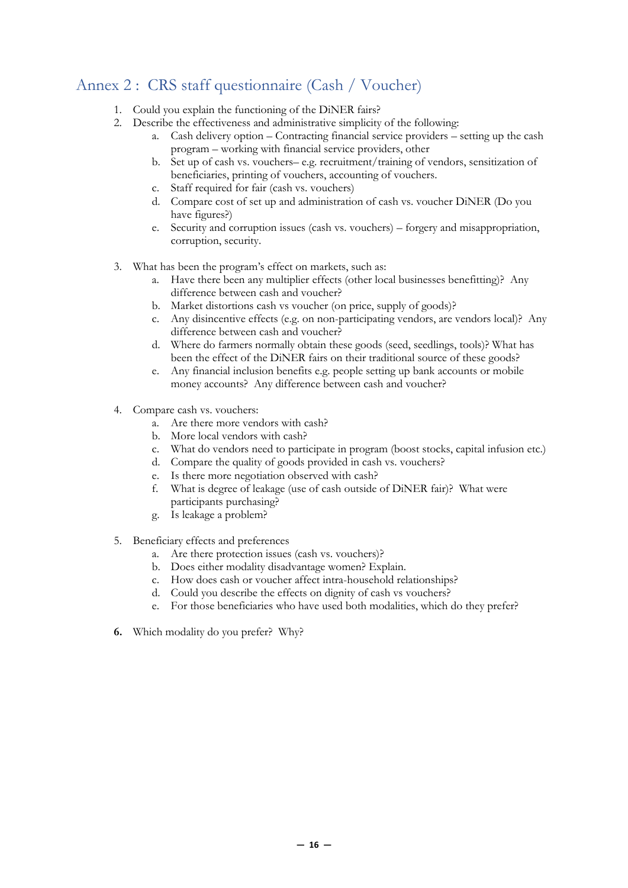## Annex 2 : CRS staff questionnaire (Cash / Voucher)

1. Could you explain the functioning of the DiNER fairs?
2. Describe the effectiveness and administrative simplicity of the following:
   a. Cash delivery option – Contracting financial service providers – setting up the cash program – working with financial service providers, other
   b. Set up of cash vs. vouchers– e.g. recruitment/training of vendors, sensitization of beneficiaries, printing of vouchers, accounting of vouchers.
   c. Staff required for fair (cash vs. vouchers)
   d. Compare cost of set up and administration of cash vs. voucher DiNER (Do you have figures?)
   e. Security and corruption issues (cash vs. vouchers) – forgery and misappropriation, corruption, security.

3. What has been the program's effect on markets, such as:
   a. Have there been any multiplier effects (other local businesses benefitting)? Any difference between cash and voucher?
   b. Market distortions cash vs voucher (on price, supply of goods)?
   c. Any disincentive effects (e.g. on non-participating vendors, are vendors local)? Any difference between cash and voucher?
   d. Where do farmers normally obtain these goods (seed, seedlings, tools)? What has been the effect of the DiNER fairs on their traditional source of these goods?
   e. Any financial inclusion benefits e.g. people setting up bank accounts or mobile money accounts? Any difference between cash and voucher?

4. Compare cash vs. vouchers:
   a. Are there more vendors with cash?
   b. More local vendors with cash?
   c. What do vendors need to participate in program (boost stocks, capital infusion etc.)
   d. Compare the quality of goods provided in cash vs. vouchers?
   e. Is there more negotiation observed with cash?
   f. What is degree of leakage (use of cash outside of DiNER fair)? What were participants purchasing?
   g. Is leakage a problem?

5. Beneficiary effects and preferences
   a. Are there protection issues (cash vs. vouchers)?
   b. Does either modality disadvantage women? Explain.
   c. How does cash or voucher affect intra-household relationships?
   d. Could you describe the effects on dignity of cash vs vouchers?
   e. For those beneficiaries who have used both modalities, which do they prefer?

6. Which modality do you prefer? Why?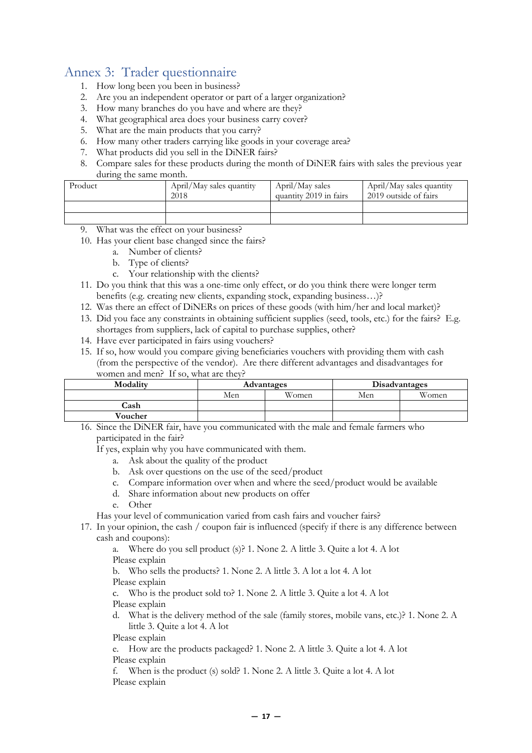## Annex 3: Trader questionnaire

1. How long been you been in business?
2. Are you an independent operator or part of a larger organization?
3. How many branches do you have and where are they?
4. What geographical area does your business carry cover?
5. What are the main products that you carry?
6. How many other traders carrying like goods in your coverage area?
7. What products did you sell in the DiNER fairs?
8. Compare sales for these products during the month of DiNER fairs with sales the previous year during the same month.

| Product | April/May sales quantity 2018 | April/May sales quantity 2019 in fairs | April/May sales quantity 2019 outside of fairs |
|---|---|---|---|
| | | | |
| | | | |

9. What was the effect on your business?
10. Has your client base changed since the fairs?
    a. Number of clients?
    b. Type of clients?
    c. Your relationship with the clients?
11. Do you think that this was a one-time only effect, or do you think there were longer term benefits (e.g. creating new clients, expanding stock, expanding business…)?
12. Was there an effect of DiNERs on prices of these goods (with him/her and local market)?
13. Did you face any constraints in obtaining sufficient supplies (seed, tools, etc.) for the fairs? E.g. shortages from suppliers, lack of capital to purchase supplies, other?
14. Have ever participated in fairs using vouchers?
15. If so, how would you compare giving beneficiaries vouchers with providing them with cash (from the perspective of the vendor). Are there different advantages and disadvantages for women and men? If so, what are they?

| Modality | Advantages | | Disadvantages | |
|---|---|---|---|---|
| | Men | Women | Men | Women |
| **Cash** | | | | |
| **Voucher** | | | | |

16. Since the DiNER fair, have you communicated with the male and female farmers who participated in the fair?
    If yes, explain why you have communicated with them.
    a. Ask about the quality of the product
    b. Ask over questions on the use of the seed/product
    c. Compare information over when and where the seed/product would be available
    d. Share information about new products on offer
    e. Other

    Has your level of communication varied from cash fairs and voucher fairs?
17. In your opinion, the cash / coupon fair is influenced (specify if there is any difference between cash and coupons):
    a. Where do you sell product (s)? 1. None 2. A little 3. Quite a lot 4. A lot
    Please explain
    b. Who sells the products? 1. None 2. A little 3. A lot a lot 4. A lot
    Please explain
    c. Who is the product sold to? 1. None 2. A little 3. Quite a lot 4. A lot
    Please explain
    d. What is the delivery method of the sale (family stores, mobile vans, etc.)? 1. None 2. A little 3. Quite a lot 4. A lot
    Please explain
    e. How are the products packaged? 1. None 2. A little 3. Quite a lot 4. A lot
    Please explain
    f. When is the product (s) sold? 1. None 2. A little 3. Quite a lot 4. A lot
    Please explain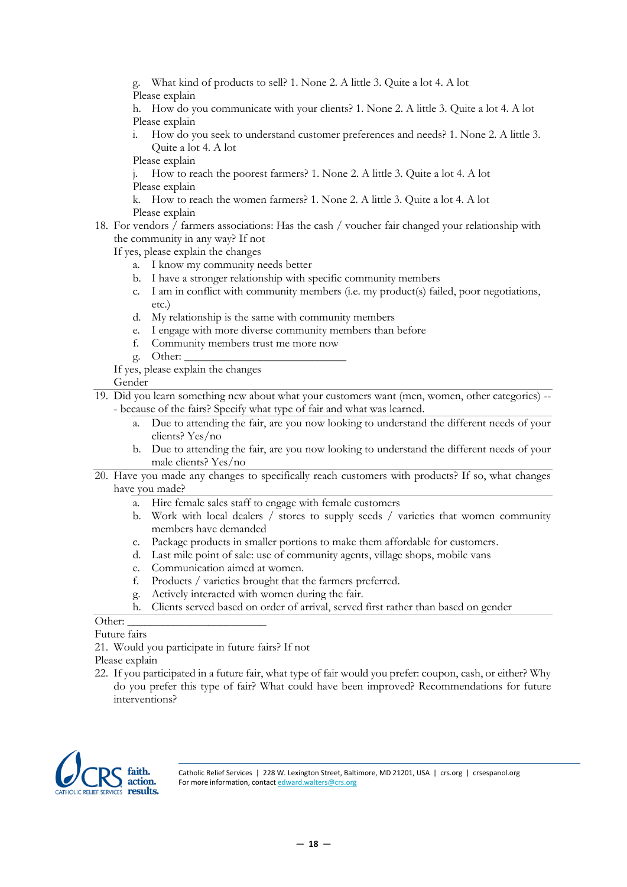g. What kind of products to sell? 1. None 2. A little 3. Quite a lot 4. A lot
Please explain

h. How do you communicate with your clients? 1. None 2. A little 3. Quite a lot 4. A lot
Please explain

i. How do you seek to understand customer preferences and needs? 1. None 2. A little 3. Quite a lot 4. A lot
Please explain

j. How to reach the poorest farmers? 1. None 2. A little 3. Quite a lot 4. A lot
Please explain

k. How to reach the women farmers? 1. None 2. A little 3. Quite a lot 4. A lot
Please explain

18. For vendors / farmers associations: Has the cash / voucher fair changed your relationship with the community in any way? If not
    If yes, please explain the changes
    a. I know my community needs better
    b. I have a stronger relationship with specific community members
    c. I am in conflict with community members (i.e. my product(s) failed, poor negotiations, etc.)
    d. My relationship is the same with community members
    e. I engage with more diverse community members than before
    f. Community members trust me more now
    g. Other: ___________________________

    If yes, please explain the changes

Gender

19. Did you learn something new about what your customers want (men, women, other categories) -- - because of the fairs? Specify what type of fair and what was learned.
    a. Due to attending the fair, are you now looking to understand the different needs of your clients? Yes/no
    b. Due to attending the fair, are you now looking to understand the different needs of your male clients? Yes/no
20. Have you made any changes to specifically reach customers with products? If so, what changes have you made?
    a. Hire female sales staff to engage with female customers
    b. Work with local dealers / stores to supply seeds / varieties that women community members have demanded
    c. Package products in smaller portions to make them affordable for customers.
    d. Last mile point of sale: use of community agents, village shops, mobile vans
    e. Communication aimed at women.
    f. Products / varieties brought that the farmers preferred.
    g. Actively interacted with women during the fair.
    h. Clients served based on order of arrival, served first rather than based on gender

Other: ________________________

Future fairs

21. Would you participate in future fairs? If not

Please explain

22. If you participated in a future fair, what type of fair would you prefer: coupon, cash, or either? Why do you prefer this type of fair? What could have been improved? Recommendations for future interventions?

Catholic Relief Services | 228 W. Lexington Street, Baltimore, MD 21201, USA | crs.org | crsespanol.org
For more information, contact edward.walters@crs.org